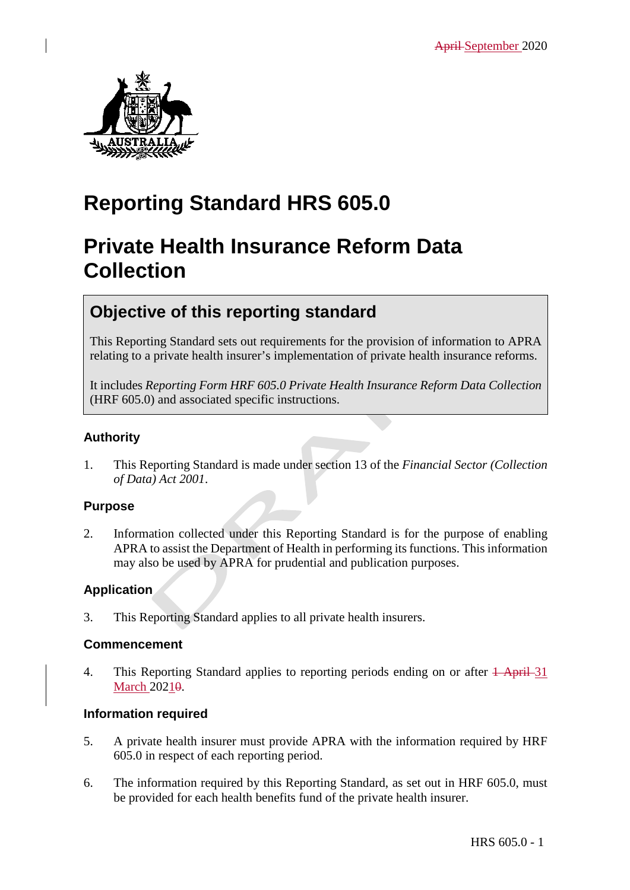April September 2020

# Reporting Standard HRS 605.0

# Private Health Insurance Reform Data Collection

## Objective of this reporting standard

This Reporting Standard sets out requirements for the provision of information to APRA relating to a private health insurer's implementation of private health insurance reforms.

It includes *Reporting Form HRF 605.0 Private Health Insurance Reform Data Collection* (HRF 605.0) and associated specific instructions.

### Authority

1. This Reporting Standard is made under section 13 of the *Financial Sector (Collection of Data) Act 2001*.

### Purpose

2. Information collected under this Reporting Standard is for the purpose of enabling APRA to assist the Department of Health in performing its functions. This information may also be used by APRA for prudential and publication purposes.

### Application

3. This Reporting Standard applies to all private health insurers.

### Commencement

4. This Reporting Standard applies to reporting periods ending on or after 1 April 31 March 20210.

### Information required

5. A private health insurer must provide APRA with the information required by HRF 605.0 in respect of each reporting period.

6. The information required by this Reporting Standard, as set out in HRF 605.0, must be provided for each health benefits fund of the private health insurer.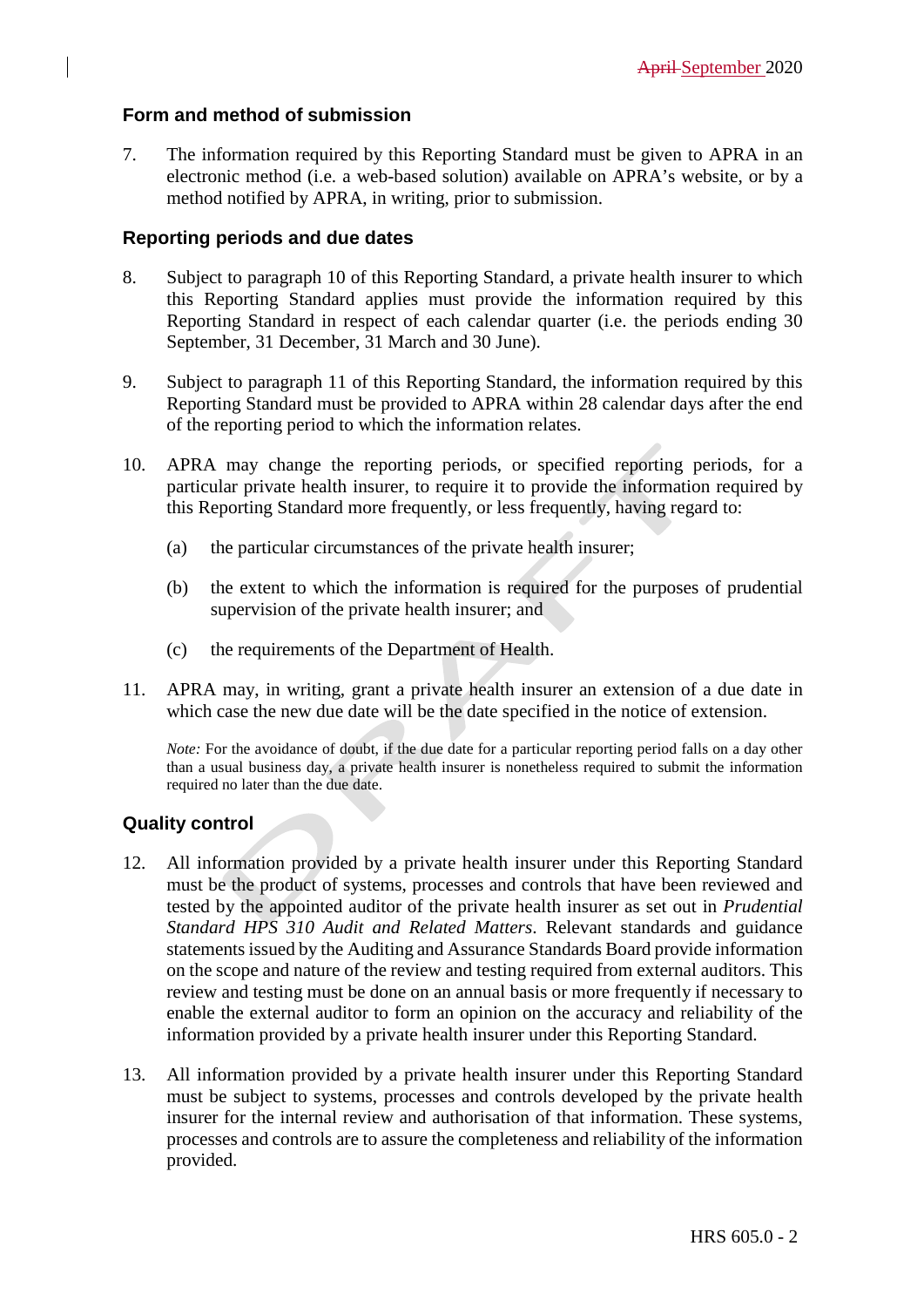## Form and method of submission

7. The information required by this Reporting Standard must be given to APRA in an electronic method (i.e. a web-based solution) available on APRA's website, or by a method notified by APRA, in writing, prior to submission.

## Reporting periods and due dates

8. Subject to paragraph 10 of this Reporting Standard, a private health insurer to which this Reporting Standard applies must provide the information required by this Reporting Standard in respect of each calendar quarter (i.e. the periods ending 30 September, 31 December, 31 March and 30 June).

9. Subject to paragraph 11 of this Reporting Standard, the information required by this Reporting Standard must be provided to APRA within 28 calendar days after the end of the reporting period to which the information relates.

10. APRA may change the reporting periods, or specified reporting periods, for a particular private health insurer, to require it to provide the information required by this Reporting Standard more frequently, or less frequently, having regard to:

    (a) the particular circumstances of the private health insurer;

    (b) the extent to which the information is required for the purposes of prudential supervision of the private health insurer; and

    (c) the requirements of the Department of Health.

11. APRA may, in writing, grant a private health insurer an extension of a due date in which case the new due date will be the date specified in the notice of extension.

    *Note:* For the avoidance of doubt, if the due date for a particular reporting period falls on a day other than a usual business day, a private health insurer is nonetheless required to submit the information required no later than the due date.

## Quality control

12. All information provided by a private health insurer under this Reporting Standard must be the product of systems, processes and controls that have been reviewed and tested by the appointed auditor of the private health insurer as set out in *Prudential Standard HPS 310 Audit and Related Matters*. Relevant standards and guidance statements issued by the Auditing and Assurance Standards Board provide information on the scope and nature of the review and testing required from external auditors. This review and testing must be done on an annual basis or more frequently if necessary to enable the external auditor to form an opinion on the accuracy and reliability of the information provided by a private health insurer under this Reporting Standard.

13. All information provided by a private health insurer under this Reporting Standard must be subject to systems, processes and controls developed by the private health insurer for the internal review and authorisation of that information. These systems, processes and controls are to assure the completeness and reliability of the information provided.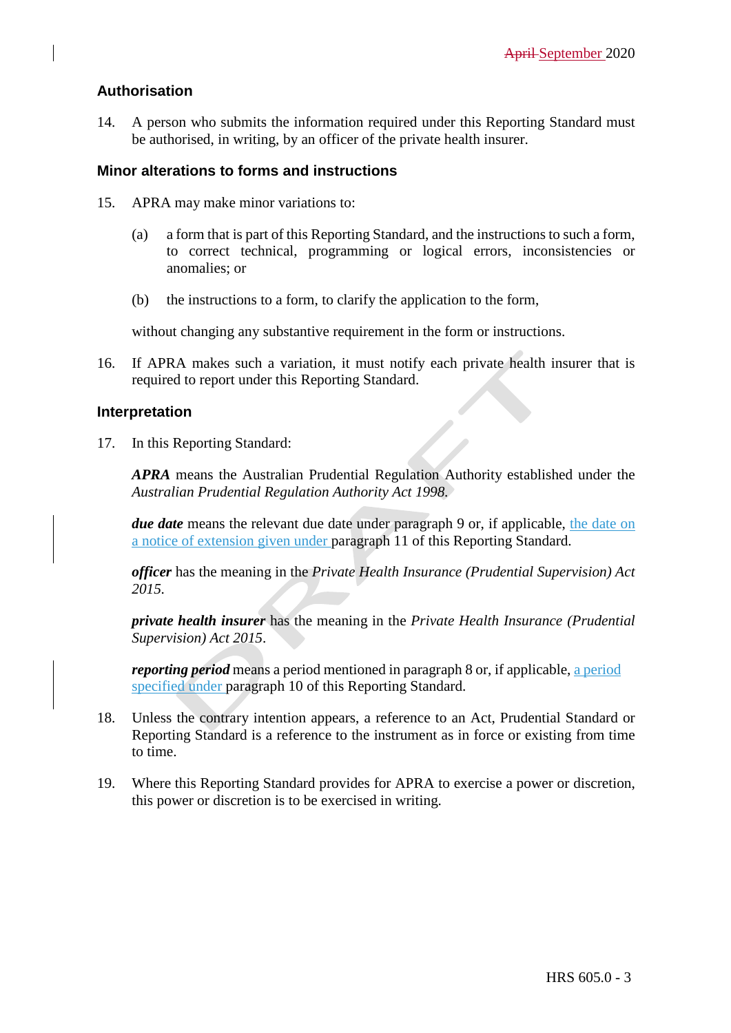## Authorisation

14. A person who submits the information required under this Reporting Standard must be authorised, in writing, by an officer of the private health insurer.

## Minor alterations to forms and instructions

15. APRA may make minor variations to:

    (a) a form that is part of this Reporting Standard, and the instructions to such a form, to correct technical, programming or logical errors, inconsistencies or anomalies; or

    (b) the instructions to a form, to clarify the application to the form,

    without changing any substantive requirement in the form or instructions.

16. If APRA makes such a variation, it must notify each private health insurer that is required to report under this Reporting Standard.

## Interpretation

17. In this Reporting Standard:

    ***APRA*** means the Australian Prudential Regulation Authority established under the *Australian Prudential Regulation Authority Act 1998*.

    ***due date*** means the relevant due date under paragraph 9 or, if applicable, the date on a notice of extension given under paragraph 11 of this Reporting Standard.

    ***officer*** has the meaning in the *Private Health Insurance (Prudential Supervision) Act 2015*.

    ***private health insurer*** has the meaning in the *Private Health Insurance (Prudential Supervision) Act 2015*.

    ***reporting period*** means a period mentioned in paragraph 8 or, if applicable, a period specified under paragraph 10 of this Reporting Standard.

18. Unless the contrary intention appears, a reference to an Act, Prudential Standard or Reporting Standard is a reference to the instrument as in force or existing from time to time.

19. Where this Reporting Standard provides for APRA to exercise a power or discretion, this power or discretion is to be exercised in writing.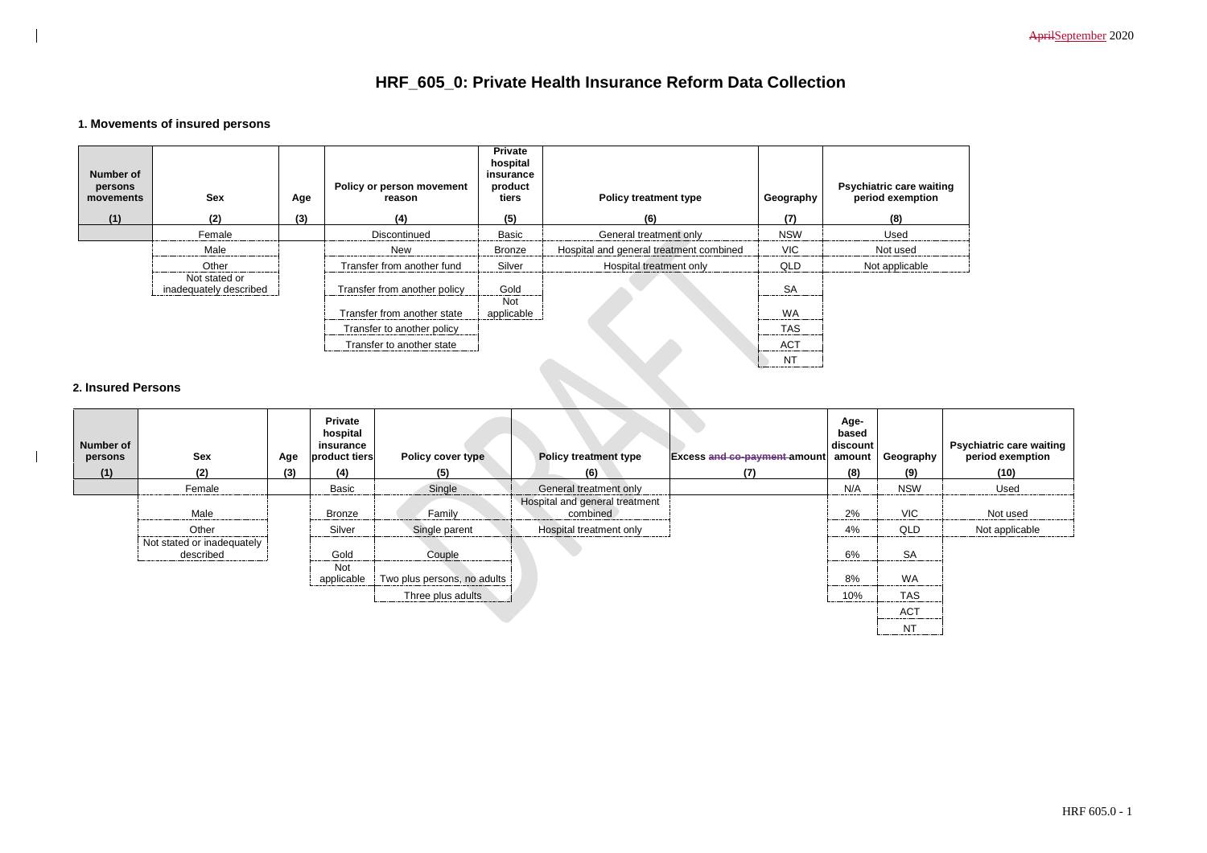# HRF_605_0: Private Health Insurance Reform Data Collection

### 1. Movements of insured persons

| Number of persons movements | Sex | Age | Policy or person movement reason | Private hospital insurance product tiers | Policy treatment type | Geography | Psychiatric care waiting period exemption |
|---|---|---|---|---|---|---|---|
| (1) | (2) | (3) | (4) | (5) | (6) | (7) | (8) |
| | Female | | Discontinued | Basic | General treatment only | NSW | Used |
| | Male | | New | Bronze | Hospital and general treatment combined | VIC | Not used |
| | Other | | Transfer from another fund | Silver | Hospital treatment only | QLD | Not applicable |
| | Not stated or inadequately described | | Transfer from another policy | Gold | | SA | |
| | | | Transfer from another state | Not applicable | | WA | |
| | | | Transfer to another policy | | | TAS | |
| | | | Transfer to another state | | | ACT | |
| | | | | | | NT | |

### 2. Insured Persons

| Number of persons | Sex | Age | Private hospital insurance product tiers | Policy cover type | Policy treatment type | Excess ~~and co-payment~~ amount | Age-based discount amount | Geography | Psychiatric care waiting period exemption |
|---|---|---|---|---|---|---|---|---|---|
| (1) | (2) | (3) | (4) | (5) | (6) | (7) | (8) | (9) | (10) |
| | Female | | Basic | Single | General treatment only | | N/A | NSW | Used |
| | Male | | Bronze | Family | Hospital and general treatment combined | | 2% | VIC | Not used |
| | Other | | Silver | Single parent | Hospital treatment only | | 4% | QLD | Not applicable |
| | Not stated or inadequately described | | Gold | Couple | | | 6% | SA | |
| | | | Not applicable | Two plus persons, no adults | | | 8% | WA | |
| | | | | Three plus adults | | | 10% | TAS | |
| | | | | | | | | ACT | |
| | | | | | | | | NT | |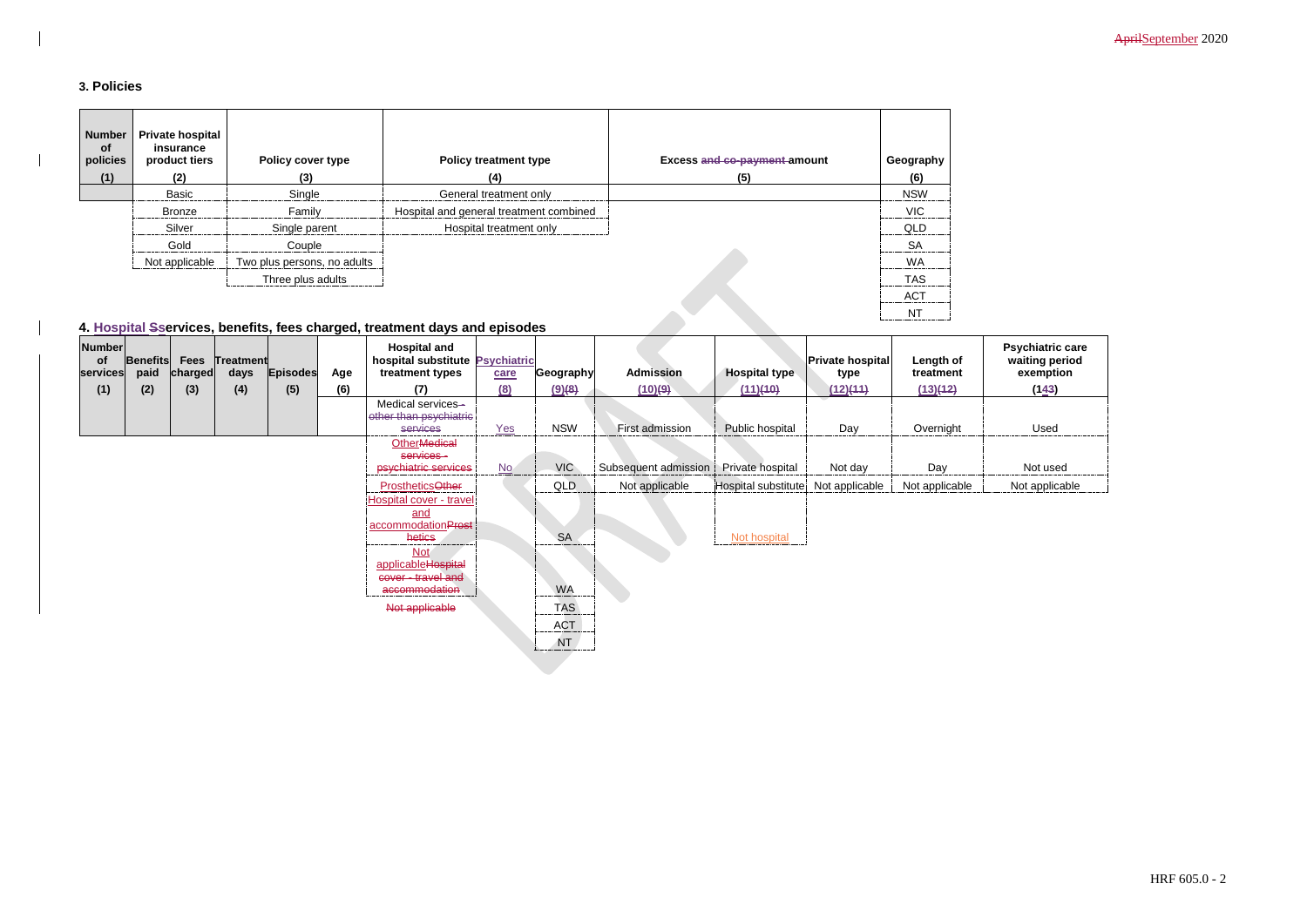## 3. Policies

| Number of policies (1) | Private hospital insurance product tiers (2) | Policy cover type (3) | Policy treatment type (4) | Excess ~~and co-payment~~ amount (5) | Geography (6) |
|---|---|---|---|---|---|
| | Basic | Single | General treatment only | | NSW |
| | Bronze | Family | Hospital and general treatment combined | | VIC |
| | Silver | Single parent | Hospital treatment only | | QLD |
| | Gold | Couple | | | SA |
| | Not applicable | Two plus persons, no adults | | | WA |
| | | Three plus adults | | | TAS |
| | | | | | ACT |
| | | | | | NT |

## 4. Hospital ~~S~~services, benefits, fees charged, treatment days and episodes

| Number of services (1) | Benefits paid (2) | Fees charged (3) | Treatment days (4) | Episodes (5) | Age (6) | Hospital and hospital substitute treatment types (7) | Psychiatric care (8) | Geography (9)~~(8)~~ | Admission (10)~~(9)~~ | Hospital type (11)~~(10)~~ | Private hospital type (12)~~(11)~~ | Length of treatment (13)~~(12)~~ | Psychiatric care waiting period exemption (14~~3~~) |
|---|---|---|---|---|---|---|---|---|---|---|---|---|---|
| | | | | | | Medical services ~~- other than psychiatric services~~ | Yes | NSW | First admission | Public hospital | Day | Overnight | Used |
| | | | | | | Other~~Medical services - psychiatric services~~ | No | VIC | Subsequent admission | Private hospital | Not day | Day | Not used |
| | | | | | | Prosthetics~~Other~~ | | QLD | Not applicable | Hospital substitute | Not applicable | Not applicable | Not applicable |
| | | | | | | Hospital cover - travel and accommodation~~Prosthetics~~ | | SA | | Not hospital | | | |
| | | | | | | Not applicable~~Hospital cover - travel and accommodation~~ | | WA | | | | | |
| | | | | | | ~~Not applicable~~ | | TAS | | | | | |
| | | | | | | | | ACT | | | | | |
| | | | | | | | | NT | | | | | |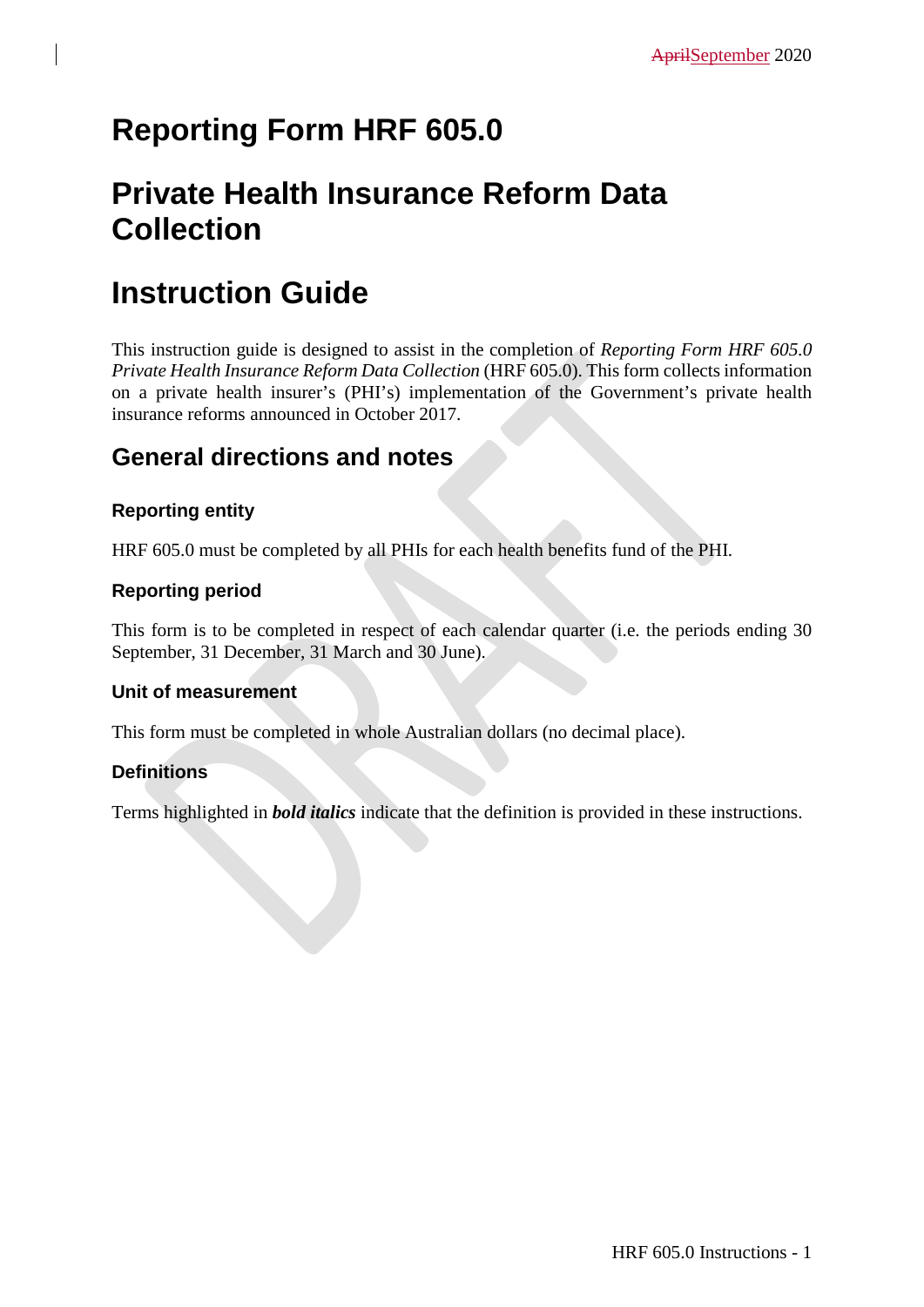# Reporting Form HRF 605.0

# Private Health Insurance Reform Data Collection

# Instruction Guide

This instruction guide is designed to assist in the completion of *Reporting Form HRF 605.0 Private Health Insurance Reform Data Collection* (HRF 605.0). This form collects information on a private health insurer's (PHI's) implementation of the Government's private health insurance reforms announced in October 2017.

## General directions and notes

### Reporting entity

HRF 605.0 must be completed by all PHIs for each health benefits fund of the PHI.

### Reporting period

This form is to be completed in respect of each calendar quarter (i.e. the periods ending 30 September, 31 December, 31 March and 30 June).

### Unit of measurement

This form must be completed in whole Australian dollars (no decimal place).

### Definitions

Terms highlighted in ***bold italics*** indicate that the definition is provided in these instructions.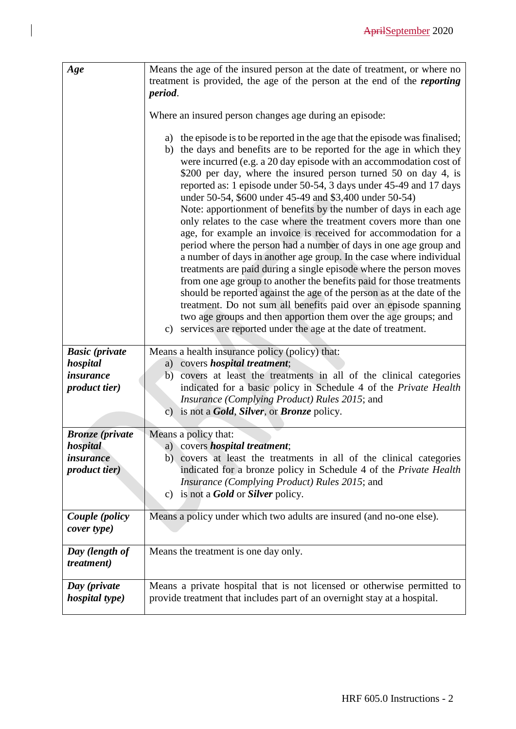| | |
|---|---|
| ***Age*** | Means the age of the insured person at the date of treatment, or where no treatment is provided, the age of the person at the end of the ***reporting period***.<br><br>Where an insured person changes age during an episode:<br><br>a) the episode is to be reported in the age that the episode was finalised;<br>b) the days and benefits are to be reported for the age in which they were incurred (e.g. a 20 day episode with an accommodation cost of \$200 per day, where the insured person turned 50 on day 4, is reported as: 1 episode under 50-54, 3 days under 45-49 and 17 days under 50-54, \$600 under 45-49 and \$3,400 under 50-54)<br>Note: apportionment of benefits by the number of days in each age only relates to the case where the treatment covers more than one age, for example an invoice is received for accommodation for a period where the person had a number of days in one age group and a number of days in another age group. In the case where individual treatments are paid during a single episode where the person moves from one age group to another the benefits paid for those treatments should be reported against the age of the person as at the date of the treatment. Do not sum all benefits paid over an episode spanning two age groups and then apportion them over the age groups; and<br>c) services are reported under the age at the date of treatment. |
| ***Basic (private hospital insurance product tier)*** | Means a health insurance policy (policy) that:<br>a) covers ***hospital treatment***;<br>b) covers at least the treatments in all of the clinical categories indicated for a basic policy in Schedule 4 of the *Private Health Insurance (Complying Product) Rules 2015*; and<br>c) is not a ***Gold***, ***Silver***, or ***Bronze*** policy. |
| ***Bronze (private hospital insurance product tier)*** | Means a policy that:<br>a) covers ***hospital treatment***;<br>b) covers at least the treatments in all of the clinical categories indicated for a bronze policy in Schedule 4 of the *Private Health Insurance (Complying Product) Rules 2015*; and<br>c) is not a ***Gold*** or ***Silver*** policy. |
| ***Couple (policy cover type)*** | Means a policy under which two adults are insured (and no-one else). |
| ***Day (length of treatment)*** | Means the treatment is one day only. |
| ***Day (private hospital type)*** | Means a private hospital that is not licensed or otherwise permitted to provide treatment that includes part of an overnight stay at a hospital. |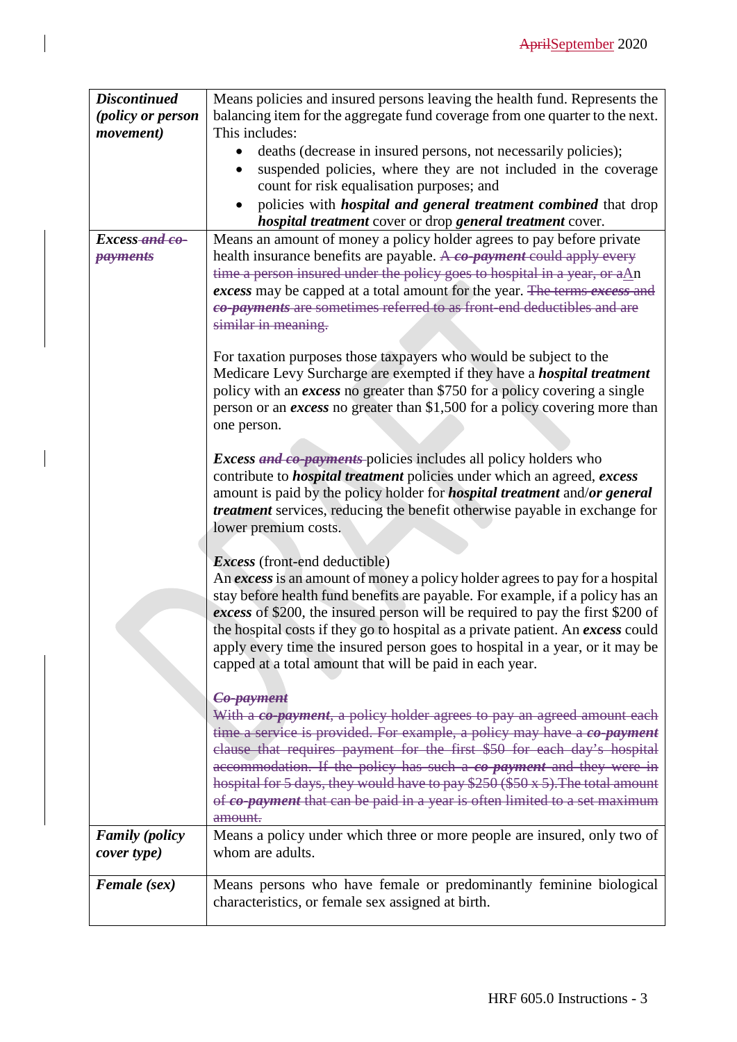| Term | Definition |
|---|---|
| ***Discontinued (policy or person movement)*** | Means policies and insured persons leaving the health fund. Represents the balancing item for the aggregate fund coverage from one quarter to the next. This includes:<br>• deaths (decrease in insured persons, not necessarily policies);<br>• suspended policies, where they are not included in the coverage count for risk equalisation purposes; and<br>• policies with ***hospital and general treatment combined*** that drop ***hospital treatment*** cover or drop ***general treatment*** cover. |
| ***Excess*** ~~***and co-payments***~~ | Means an amount of money a policy holder agrees to pay before private health insurance benefits are payable. ~~A ***co-payment*** could apply every time a person insured under the policy goes to hospital in a year, or a~~An ***excess*** may be capped at a total amount for the year. ~~The terms ***excess*** and ***co-payments*** are sometimes referred to as front-end deductibles and are similar in meaning.~~<br><br>For taxation purposes those taxpayers who would be subject to the Medicare Levy Surcharge are exempted if they have a ***hospital treatment*** policy with an ***excess*** no greater than $750 for a policy covering a single person or an ***excess*** no greater than $1,500 for a policy covering more than one person.<br><br>***Excess*** ~~***and co-payments***~~ policies includes all policy holders who contribute to ***hospital treatment*** policies under which an agreed, ***excess*** amount is paid by the policy holder for ***hospital treatment*** and/***or general treatment*** services, reducing the benefit otherwise payable in exchange for lower premium costs.<br><br>***Excess*** (front-end deductible)<br>An ***excess*** is an amount of money a policy holder agrees to pay for a hospital stay before health fund benefits are payable. For example, if a policy has an ***excess*** of $200, the insured person will be required to pay the first $200 of the hospital costs if they go to hospital as a private patient. An ***excess*** could apply every time the insured person goes to hospital in a year, or it may be capped at a total amount that will be paid in each year.<br><br>~~***Co-payment***~~<br>~~With a ***co-payment***, a policy holder agrees to pay an agreed amount each time a service is provided. For example, a policy may have a ***co-payment*** clause that requires payment for the first $50 for each day's hospital accommodation. If the policy has such a ***co-payment*** and they were in hospital for 5 days, they would have to pay $250 ($50 x 5).The total amount of ***co-payment*** that can be paid in a year is often limited to a set maximum amount.~~ |
| ***Family (policy cover type)*** | Means a policy under which three or more people are insured, only two of whom are adults. |
| ***Female (sex)*** | Means persons who have female or predominantly feminine biological characteristics, or female sex assigned at birth. |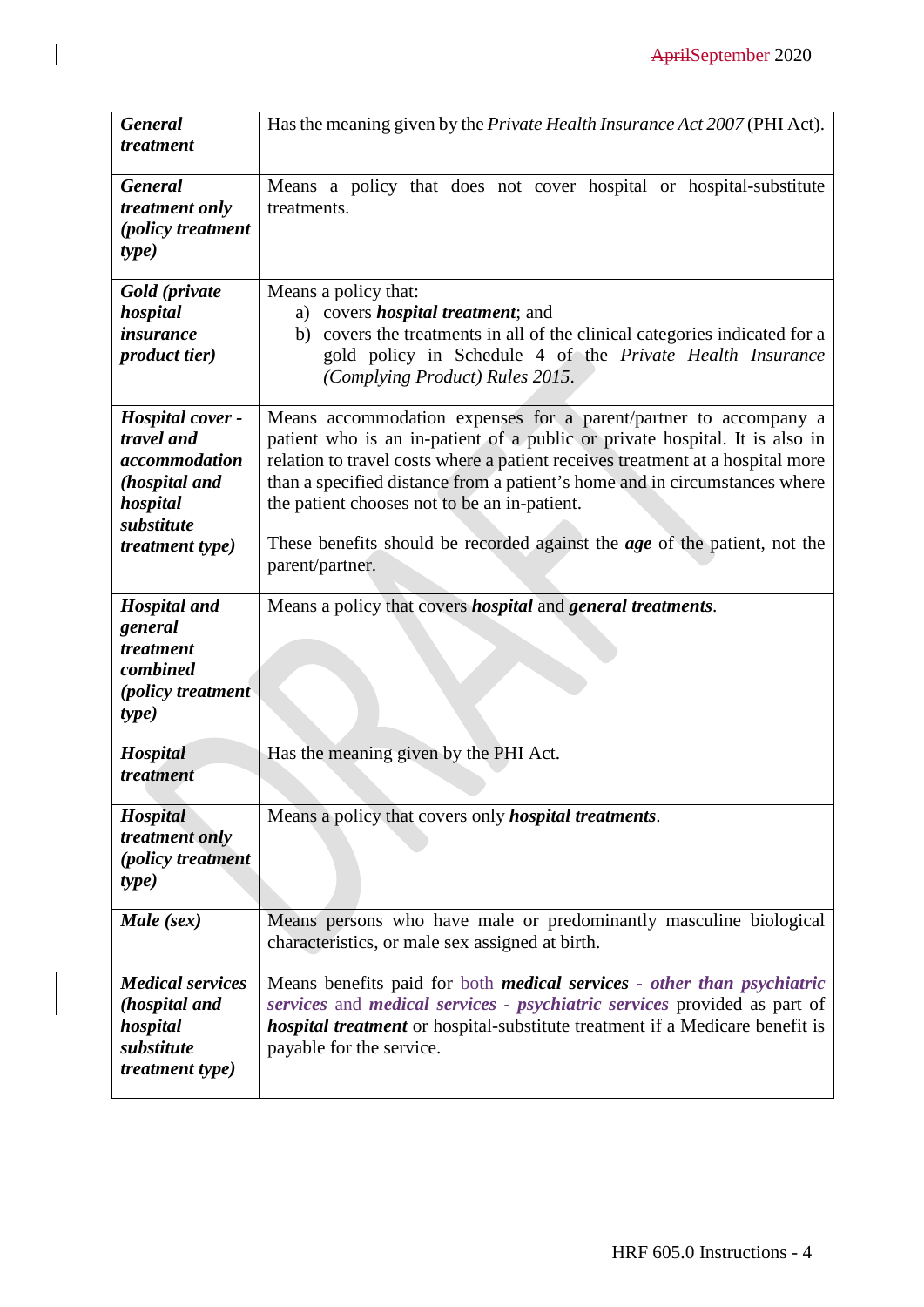| | |
|---|---|
| ***General treatment*** | Has the meaning given by the *Private Health Insurance Act 2007* (PHI Act). |
| ***General treatment only (policy treatment type)*** | Means a policy that does not cover hospital or hospital-substitute treatments. |
| ***Gold (private hospital insurance product tier)*** | Means a policy that:<br>a) covers ***hospital treatment***; and<br>b) covers the treatments in all of the clinical categories indicated for a gold policy in Schedule 4 of the *Private Health Insurance (Complying Product) Rules 2015*. |
| ***Hospital cover - travel and accommodation (hospital and hospital substitute treatment type)*** | Means accommodation expenses for a parent/partner to accompany a patient who is an in-patient of a public or private hospital. It is also in relation to travel costs where a patient receives treatment at a hospital more than a specified distance from a patient's home and in circumstances where the patient chooses not to be an in-patient.<br><br>These benefits should be recorded against the ***age*** of the patient, not the parent/partner. |
| ***Hospital and general treatment combined (policy treatment type)*** | Means a policy that covers ***hospital*** and ***general treatments***. |
| ***Hospital treatment*** | Has the meaning given by the PHI Act. |
| ***Hospital treatment only (policy treatment type)*** | Means a policy that covers only ***hospital treatments***. |
| ***Male (sex)*** | Means persons who have male or predominantly masculine biological characteristics, or male sex assigned at birth. |
| ***Medical services (hospital and hospital substitute treatment type)*** | Means benefits paid for ~~both~~ ***medical services*** ~~***- other than psychiatric services***~~ ~~and~~ ~~***medical services - psychiatric services***~~ provided as part of ***hospital treatment*** or hospital-substitute treatment if a Medicare benefit is payable for the service. |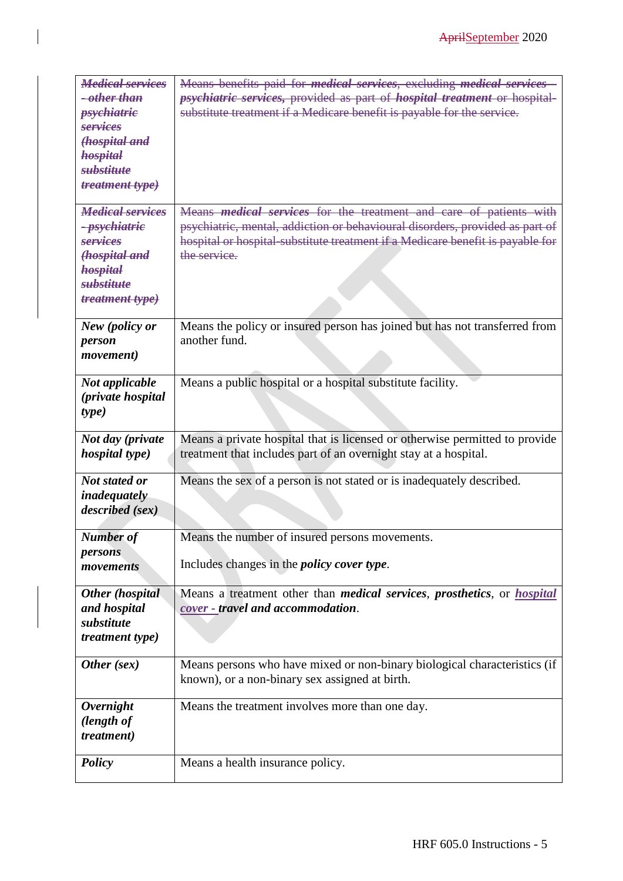| | |
|---|---|
| ~~***Medical services - other than psychiatric services (hospital and hospital substitute treatment type)***~~ | ~~Means benefits paid for ***medical services***, excluding ***medical services – psychiatric services,*** provided as part of ***hospital treatment*** or hospital-substitute treatment if a Medicare benefit is payable for the service.~~ |
| ~~***Medical services - psychiatric services (hospital and hospital substitute treatment type)***~~ | ~~Means ***medical services*** for the treatment and care of patients with psychiatric, mental, addiction or behavioural disorders, provided as part of hospital or hospital-substitute treatment if a Medicare benefit is payable for the service.~~ |
| ***New (policy or person movement)*** | Means the policy or insured person has joined but has not transferred from another fund. |
| ***Not applicable (private hospital type)*** | Means a public hospital or a hospital substitute facility. |
| ***Not day (private hospital type)*** | Means a private hospital that is licensed or otherwise permitted to provide treatment that includes part of an overnight stay at a hospital. |
| ***Not stated or inadequately described (sex)*** | Means the sex of a person is not stated or is inadequately described. |
| ***Number of persons movements*** | Means the number of insured persons movements.<br><br>Includes changes in the ***policy cover type***. |
| ***Other (hospital and hospital substitute treatment type)*** | Means a treatment other than ***medical services***, ***prosthetics***, or ***hospital cover - travel and accommodation***. |
| ***Other (sex)*** | Means persons who have mixed or non-binary biological characteristics (if known), or a non-binary sex assigned at birth. |
| ***Overnight (length of treatment)*** | Means the treatment involves more than one day. |
| ***Policy*** | Means a health insurance policy. |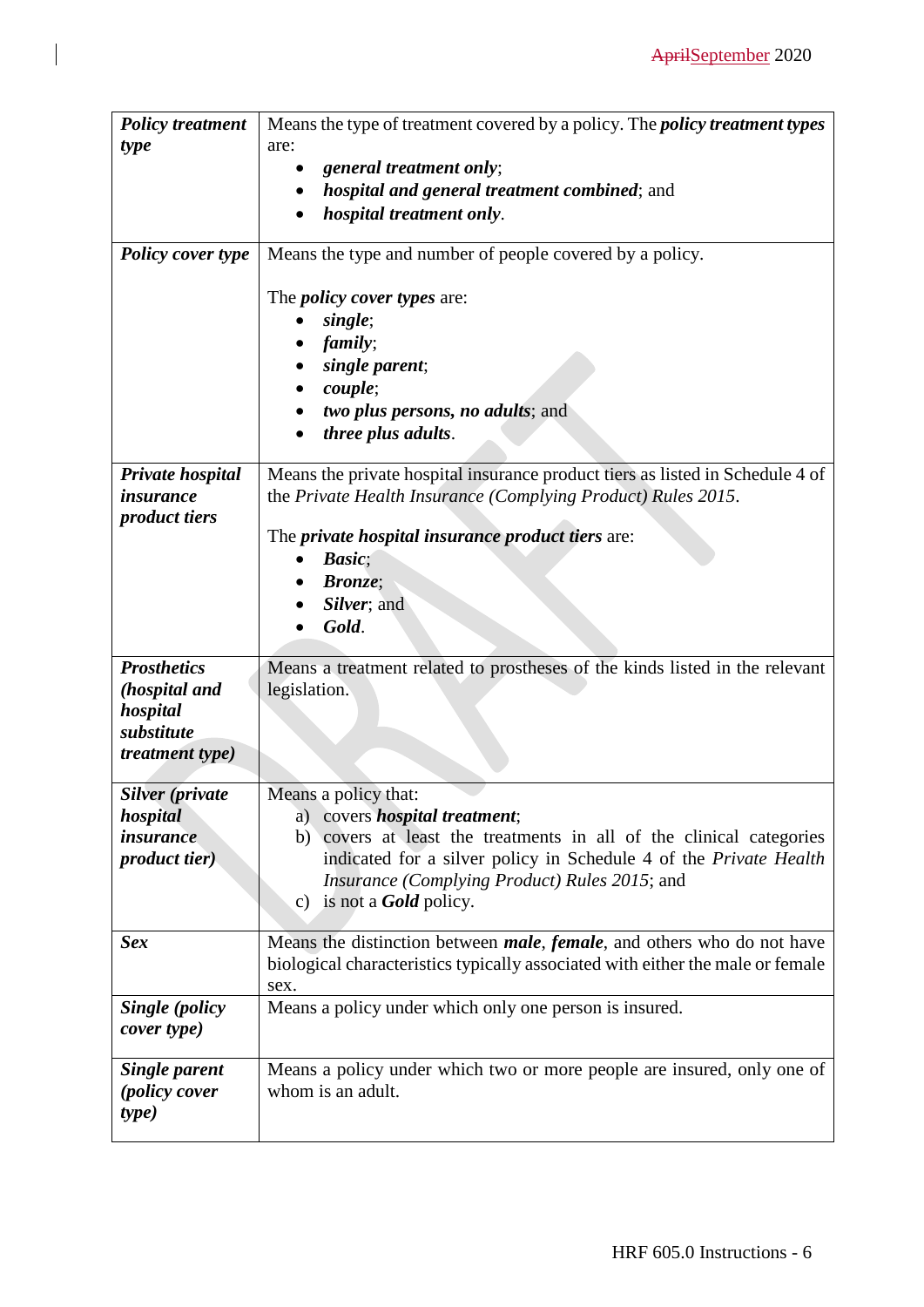| | |
|---|---|
| ***Policy treatment type*** | Means the type of treatment covered by a policy. The ***policy treatment types*** are: <br>• ***general treatment only***; <br>• ***hospital and general treatment combined***; and <br>• ***hospital treatment only***. |
| ***Policy cover type*** | Means the type and number of people covered by a policy. <br><br>The ***policy cover types*** are: <br>• ***single***; <br>• ***family***; <br>• ***single parent***; <br>• ***couple***; <br>• ***two plus persons, no adults***; and <br>• ***three plus adults***. |
| ***Private hospital insurance product tiers*** | Means the private hospital insurance product tiers as listed in Schedule 4 of the *Private Health Insurance (Complying Product) Rules 2015*. <br><br>The ***private hospital insurance product tiers*** are: <br>• ***Basic***; <br>• ***Bronze***; <br>• ***Silver***; and <br>• ***Gold***. |
| ***Prosthetics (hospital and hospital substitute treatment type)*** | Means a treatment related to prostheses of the kinds listed in the relevant legislation. |
| ***Silver (private hospital insurance product tier)*** | Means a policy that: <br>a) covers ***hospital treatment***; <br>b) covers at least the treatments in all of the clinical categories indicated for a silver policy in Schedule 4 of the *Private Health Insurance (Complying Product) Rules 2015*; and <br>c) is not a ***Gold*** policy. |
| ***Sex*** | Means the distinction between ***male***, ***female***, and others who do not have biological characteristics typically associated with either the male or female sex. |
| ***Single (policy cover type)*** | Means a policy under which only one person is insured. |
| ***Single parent (policy cover type)*** | Means a policy under which two or more people are insured, only one of whom is an adult. |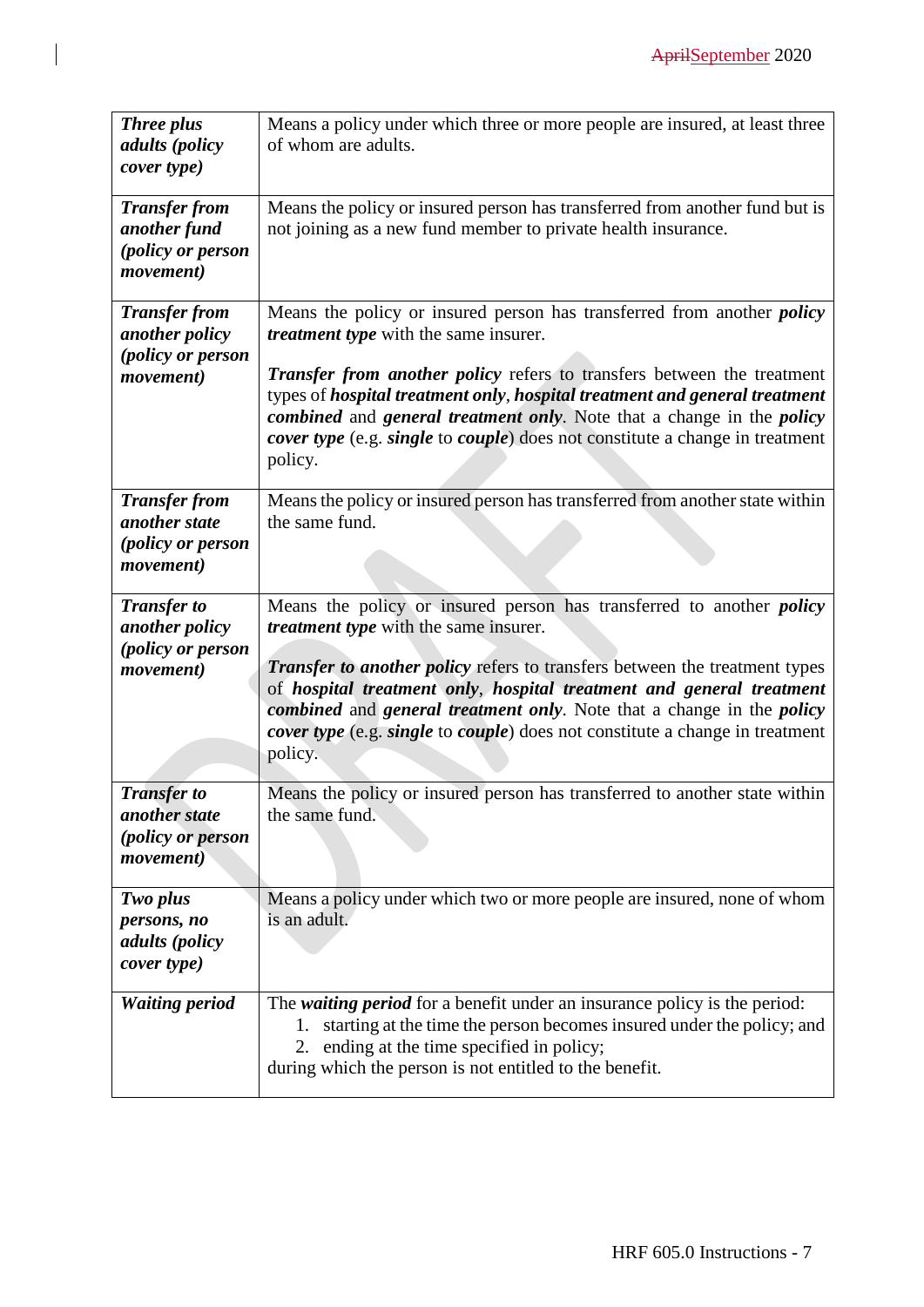| | |
|---|---|
| ***Three plus adults (policy cover type)*** | Means a policy under which three or more people are insured, at least three of whom are adults. |
| ***Transfer from another fund (policy or person movement)*** | Means the policy or insured person has transferred from another fund but is not joining as a new fund member to private health insurance. |
| ***Transfer from another policy (policy or person movement)*** | Means the policy or insured person has transferred from another ***policy treatment type*** with the same insurer.<br><br>***Transfer from another policy*** refers to transfers between the treatment types of ***hospital treatment only***, ***hospital treatment and general treatment combined*** and ***general treatment only***. Note that a change in the ***policy cover type*** (e.g. ***single*** to ***couple***) does not constitute a change in treatment policy. |
| ***Transfer from another state (policy or person movement)*** | Means the policy or insured person has transferred from another state within the same fund. |
| ***Transfer to another policy (policy or person movement)*** | Means the policy or insured person has transferred to another ***policy treatment type*** with the same insurer.<br><br>***Transfer to another policy*** refers to transfers between the treatment types of ***hospital treatment only***, ***hospital treatment and general treatment combined*** and ***general treatment only***. Note that a change in the ***policy cover type*** (e.g. ***single*** to ***couple***) does not constitute a change in treatment policy. |
| ***Transfer to another state (policy or person movement)*** | Means the policy or insured person has transferred to another state within the same fund. |
| ***Two plus persons, no adults (policy cover type)*** | Means a policy under which two or more people are insured, none of whom is an adult. |
| ***Waiting period*** | The ***waiting period*** for a benefit under an insurance policy is the period:<br>1. starting at the time the person becomes insured under the policy; and<br>2. ending at the time specified in policy;<br>during which the person is not entitled to the benefit. |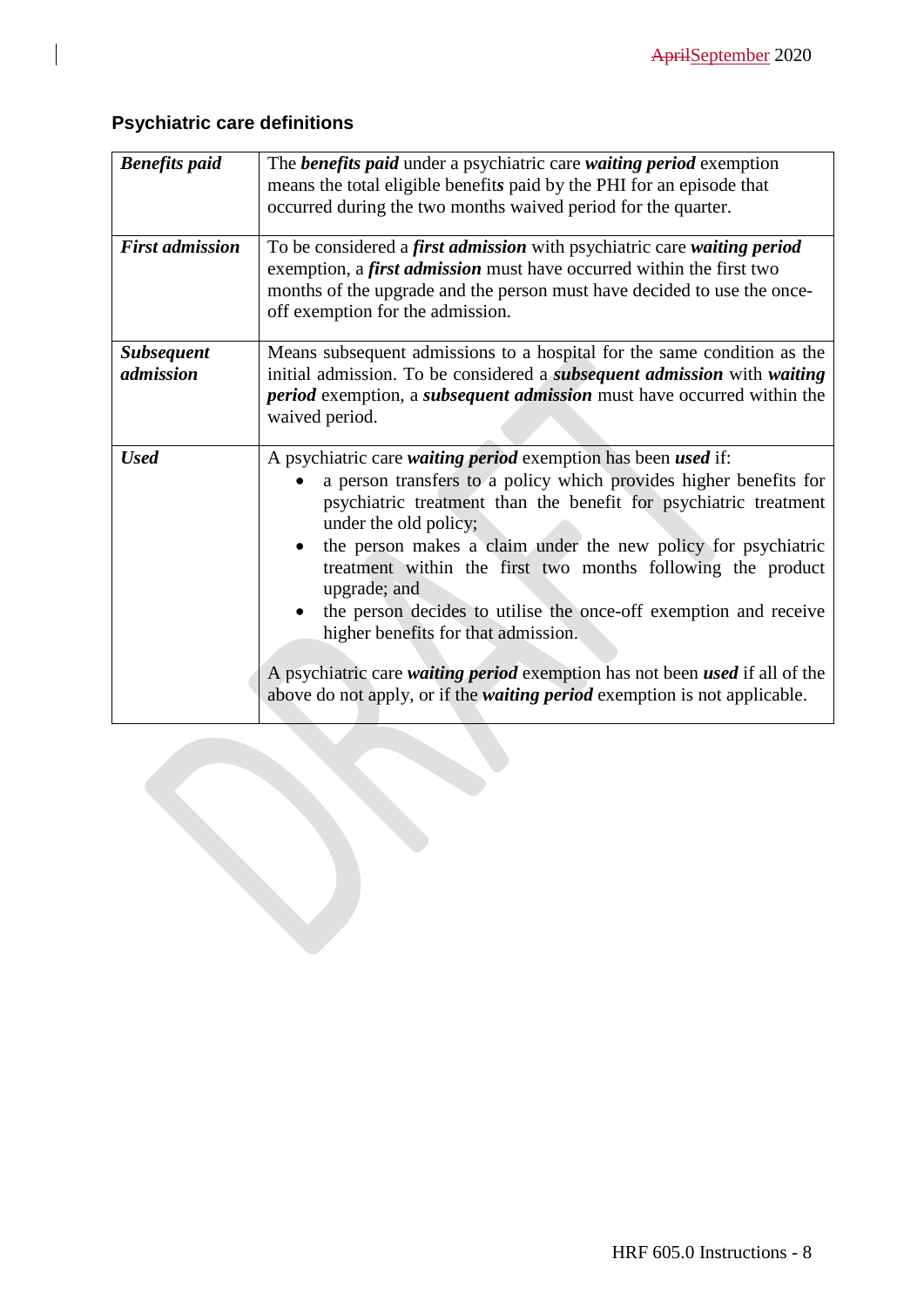## Psychiatric care definitions

| | |
|---|---|
| ***Benefits paid*** | The ***benefits paid*** under a psychiatric care ***waiting period*** exemption means the total eligible benefit*s* paid by the PHI for an episode that occurred during the two months waived period for the quarter. |
| ***First admission*** | To be considered a ***first admission*** with psychiatric care ***waiting period*** exemption, a ***first admission*** must have occurred within the first two months of the upgrade and the person must have decided to use the once-off exemption for the admission. |
| ***Subsequent admission*** | Means subsequent admissions to a hospital for the same condition as the initial admission. To be considered a ***subsequent admission*** with ***waiting period*** exemption, a ***subsequent admission*** must have occurred within the waived period. |
| ***Used*** | A psychiatric care ***waiting period*** exemption has been ***used*** if:<br>• a person transfers to a policy which provides higher benefits for psychiatric treatment than the benefit for psychiatric treatment under the old policy;<br>• the person makes a claim under the new policy for psychiatric treatment within the first two months following the product upgrade; and<br>• the person decides to utilise the once-off exemption and receive higher benefits for that admission.<br><br>A psychiatric care ***waiting period*** exemption has not been ***used*** if all of the above do not apply, or if the ***waiting period*** exemption is not applicable. |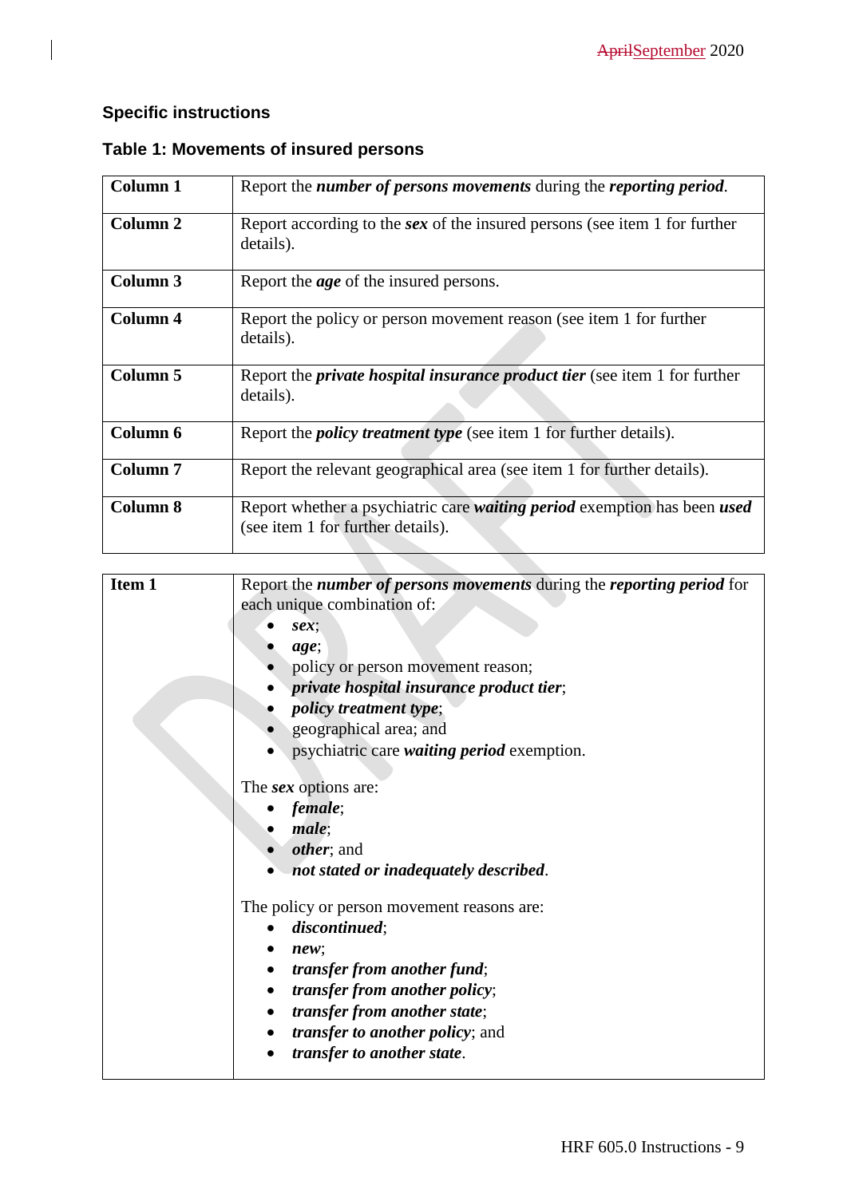## Specific instructions

### Table 1: Movements of insured persons

| | |
|---|---|
| **Column 1** | Report the ***number of persons movements*** during the ***reporting period***. |
| **Column 2** | Report according to the ***sex*** of the insured persons (see item 1 for further details). |
| **Column 3** | Report the ***age*** of the insured persons. |
| **Column 4** | Report the policy or person movement reason (see item 1 for further details). |
| **Column 5** | Report the ***private hospital insurance product tier*** (see item 1 for further details). |
| **Column 6** | Report the ***policy treatment type*** (see item 1 for further details). |
| **Column 7** | Report the relevant geographical area (see item 1 for further details). |
| **Column 8** | Report whether a psychiatric care ***waiting period*** exemption has been ***used*** (see item 1 for further details). |

| | |
|---|---|
| **Item 1** | Report the ***number of persons movements*** during the ***reporting period*** for each unique combination of:<br>• ***sex***;<br>• ***age***;<br>• policy or person movement reason;<br>• ***private hospital insurance product tier***;<br>• ***policy treatment type***;<br>• geographical area; and<br>• psychiatric care ***waiting period*** exemption.<br><br>The ***sex*** options are:<br>• ***female***;<br>• ***male***;<br>• ***other***; and<br>• ***not stated or inadequately described***.<br><br>The policy or person movement reasons are:<br>• ***discontinued***;<br>• ***new***;<br>• ***transfer from another fund***;<br>• ***transfer from another policy***;<br>• ***transfer from another state***;<br>• ***transfer to another policy***; and<br>• ***transfer to another state***. |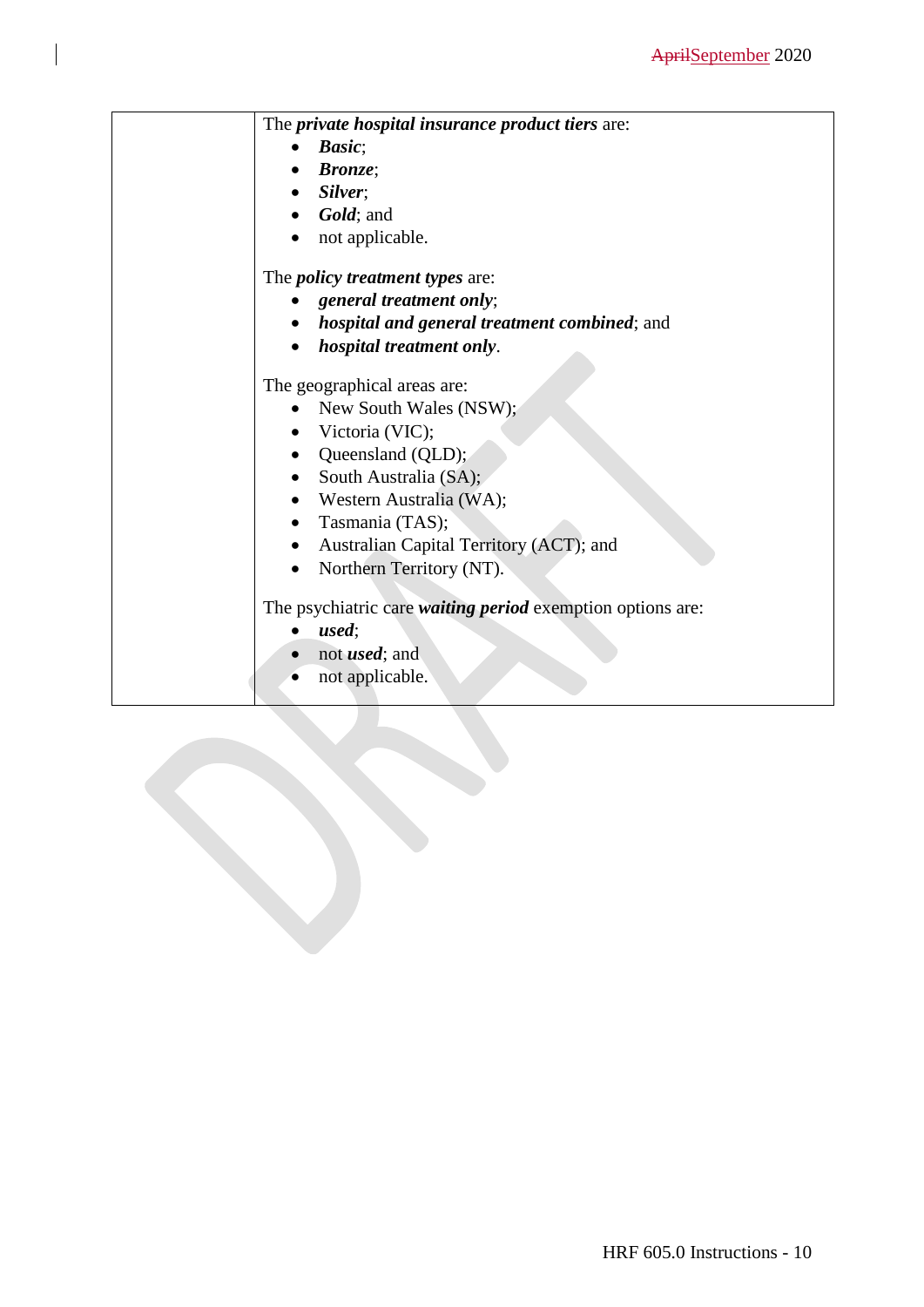| | The ***private hospital insurance product tiers*** are:<br>• ***Basic***;<br>• ***Bronze***;<br>• ***Silver***;<br>• ***Gold***; and<br>• not applicable.<br><br>The ***policy treatment types*** are:<br>• ***general treatment only***;<br>• ***hospital and general treatment combined***; and<br>• ***hospital treatment only***.<br><br>The geographical areas are:<br>• New South Wales (NSW);<br>• Victoria (VIC);<br>• Queensland (QLD);<br>• South Australia (SA);<br>• Western Australia (WA);<br>• Tasmania (TAS);<br>• Australian Capital Territory (ACT); and<br>• Northern Territory (NT).<br><br>The psychiatric care ***waiting period*** exemption options are:<br>• ***used***;<br>• not ***used***; and<br>• not applicable. |
|---|---|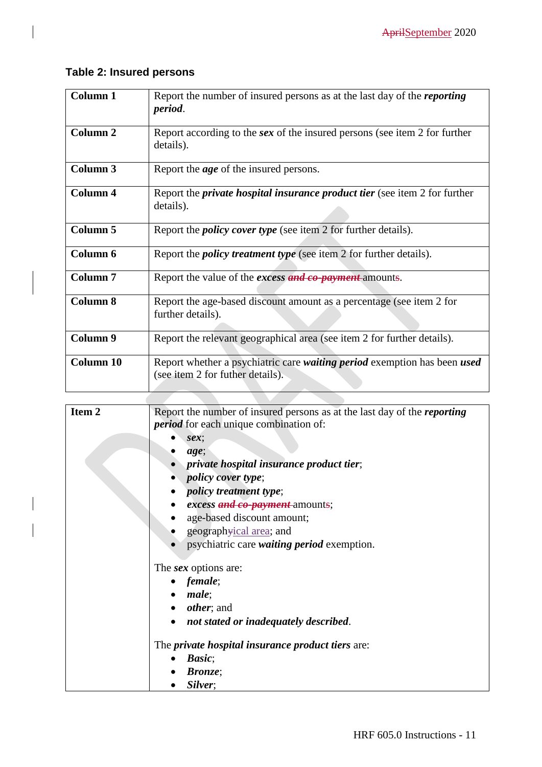## Table 2: Insured persons

| | |
|---|---|
| **Column 1** | Report the number of insured persons as at the last day of the ***reporting period***. |
| **Column 2** | Report according to the ***sex*** of the insured persons (see item 2 for further details). |
| **Column 3** | Report the ***age*** of the insured persons. |
| **Column 4** | Report the ***private hospital insurance product tier*** (see item 2 for further details). |
| **Column 5** | Report the ***policy cover type*** (see item 2 for further details). |
| **Column 6** | Report the ***policy treatment type*** (see item 2 for further details). |
| **Column 7** | Report the value of the ***excess*** ~~***and co-payment***~~ amounts. |
| **Column 8** | Report the age-based discount amount as a percentage (see item 2 for further details). |
| **Column 9** | Report the relevant geographical area (see item 2 for further details). |
| **Column 10** | Report whether a psychiatric care ***waiting period*** exemption has been ***used*** (see item 2 for futher details). |

| | |
|---|---|
| **Item 2** | Report the number of insured persons as at the last day of the ***reporting period*** for each unique combination of:<br>• ***sex***;<br>• ***age***;<br>• ***private hospital insurance product tier***;<br>• ***policy cover type***;<br>• ***policy treatment type***;<br>• ***excess*** ~~***and co-payment***~~ amounts;<br>• age-based discount amount;<br>• geograph~~y~~ical area; and<br>• psychiatric care ***waiting period*** exemption.<br><br>The ***sex*** options are:<br>• ***female***;<br>• ***male***;<br>• ***other***; and<br>• ***not stated or inadequately described***.<br><br>The ***private hospital insurance product tiers*** are:<br>• ***Basic***;<br>• ***Bronze***;<br>• ***Silver***; |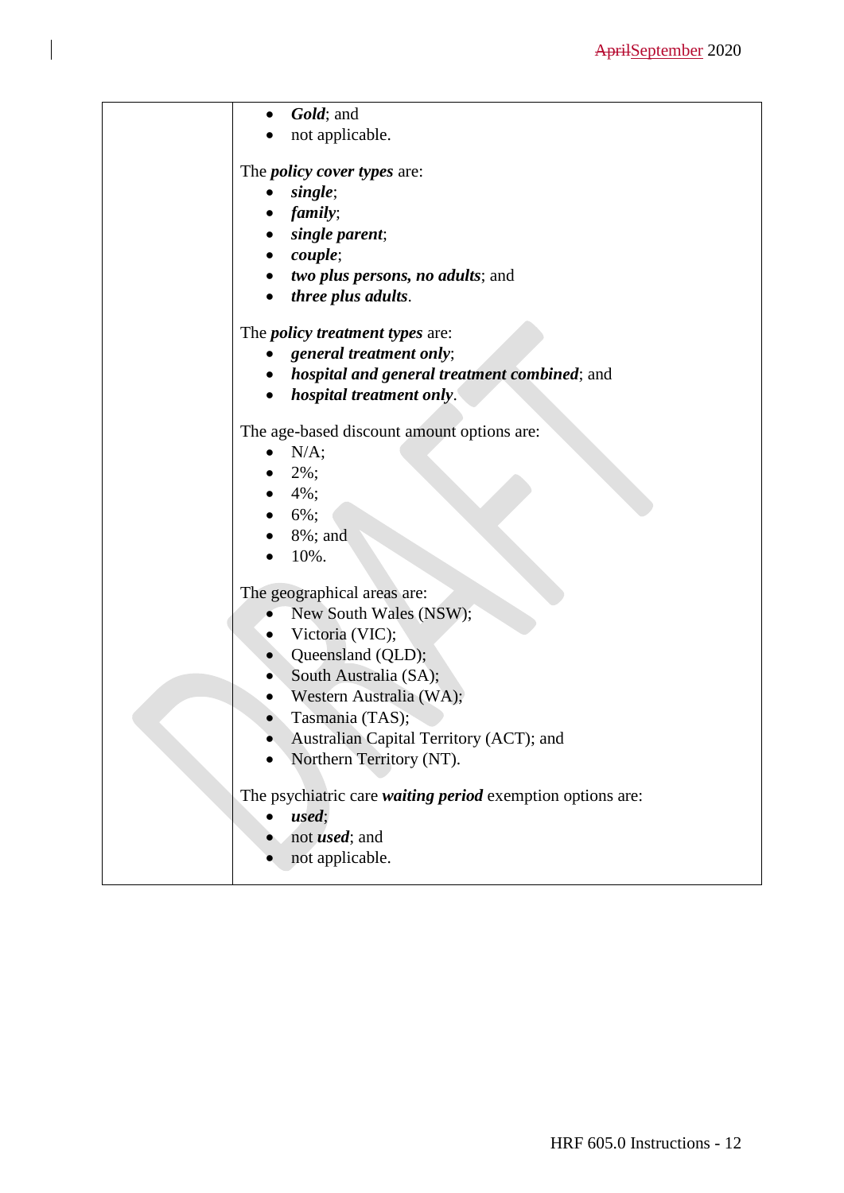| | • ***Gold***; and<br>• not applicable.<br><br>The ***policy cover types*** are:<br>• ***single***;<br>• ***family***;<br>• ***single parent***;<br>• ***couple***;<br>• ***two plus persons, no adults***; and<br>• ***three plus adults***.<br><br>The ***policy treatment types*** are:<br>• ***general treatment only***;<br>• ***hospital and general treatment combined***; and<br>• ***hospital treatment only***.<br><br>The age-based discount amount options are:<br>• N/A;<br>• 2%;<br>• 4%;<br>• 6%;<br>• 8%; and<br>• 10%.<br><br>The geographical areas are:<br>• New South Wales (NSW);<br>• Victoria (VIC);<br>• Queensland (QLD);<br>• South Australia (SA);<br>• Western Australia (WA);<br>• Tasmania (TAS);<br>• Australian Capital Territory (ACT); and<br>• Northern Territory (NT).<br><br>The psychiatric care ***waiting period*** exemption options are:<br>• ***used***;<br>• not ***used***; and<br>• not applicable. |
|---|---|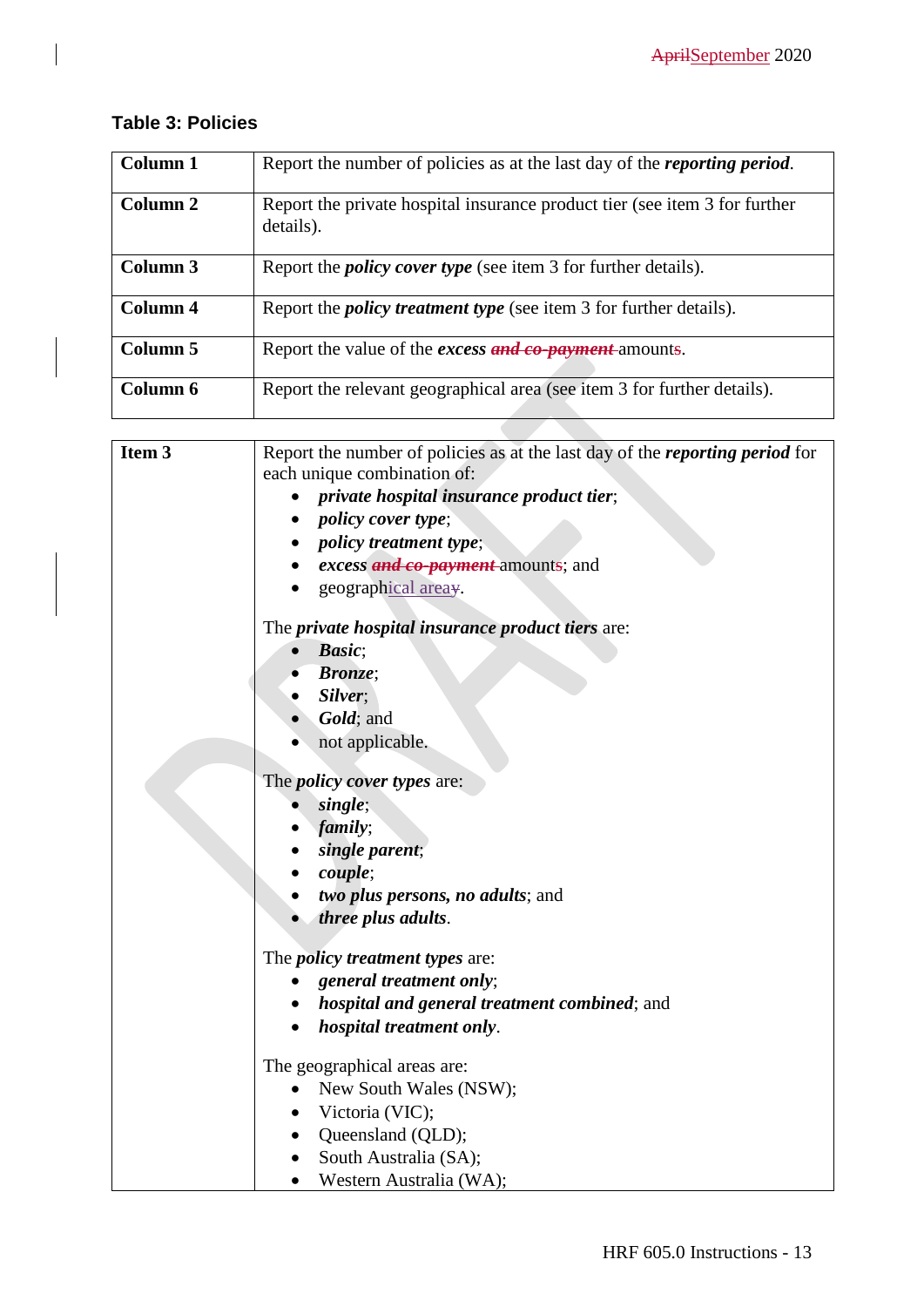### Table 3: Policies

| | |
|---|---|
| **Column 1** | Report the number of policies as at the last day of the ***reporting period***. |
| **Column 2** | Report the private hospital insurance product tier (see item 3 for further details). |
| **Column 3** | Report the ***policy cover type*** (see item 3 for further details). |
| **Column 4** | Report the ***policy treatment type*** (see item 3 for further details). |
| **Column 5** | Report the value of the ***excess*** ~~***and co-payment***~~ amounts. |
| **Column 6** | Report the relevant geographical area (see item 3 for further details). |

| | |
|---|---|
| **Item 3** | Report the number of policies as at the last day of the ***reporting period*** for each unique combination of:<br>• ***private hospital insurance product tier***;<br>• ***policy cover type***;<br>• ***policy treatment type***;<br>• ***excess*** ~~***and co-payment***~~ amounts; and<br>• geographical area.<br><br>The ***private hospital insurance product tiers*** are:<br>• ***Basic***;<br>• ***Bronze***;<br>• ***Silver***;<br>• ***Gold***; and<br>• not applicable.<br><br>The ***policy cover types*** are:<br>• ***single***;<br>• ***family***;<br>• ***single parent***;<br>• ***couple***;<br>• ***two plus persons, no adults***; and<br>• ***three plus adults***.<br><br>The ***policy treatment types*** are:<br>• ***general treatment only***;<br>• ***hospital and general treatment combined***; and<br>• ***hospital treatment only***.<br><br>The geographical areas are:<br>• New South Wales (NSW);<br>• Victoria (VIC);<br>• Queensland (QLD);<br>• South Australia (SA);<br>• Western Australia (WA); |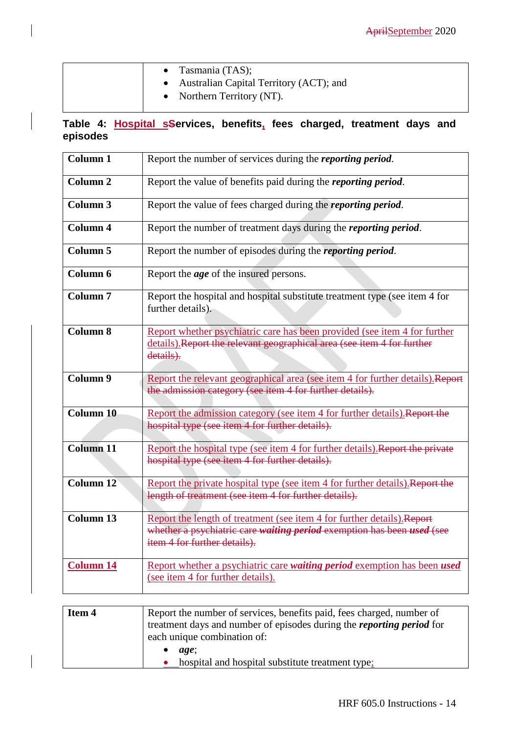| | |
|---|---|
| | • Tasmania (TAS);<br>• Australian Capital Territory (ACT); and<br>• Northern Territory (NT). |

**Table 4: Hospital s~~S~~ervices, benefits, fees charged, treatment days and episodes**

| | |
|---|---|
| **Column 1** | Report the number of services during the ***reporting period***. |
| **Column 2** | Report the value of benefits paid during the ***reporting period***. |
| **Column 3** | Report the value of fees charged during the ***reporting period***. |
| **Column 4** | Report the number of treatment days during the ***reporting period***. |
| **Column 5** | Report the number of episodes during the ***reporting period***. |
| **Column 6** | Report the ***age*** of the insured persons. |
| **Column 7** | Report the hospital and hospital substitute treatment type (see item 4 for further details). |
| **Column 8** | Report whether psychiatric care has been provided (see item 4 for further details).~~Report the relevant geographical area (see item 4 for further details).~~ |
| **Column 9** | Report the relevant geographical area (see item 4 for further details).~~Report the admission category (see item 4 for further details).~~ |
| **Column 10** | Report the admission category (see item 4 for further details).~~Report the hospital type (see item 4 for further details).~~ |
| **Column 11** | Report the hospital type (see item 4 for further details).~~Report the private hospital type (see item 4 for further details).~~ |
| **Column 12** | Report the private hospital type (see item 4 for further details).~~Report the length of treatment (see item 4 for further details).~~ |
| **Column 13** | Report the length of treatment (see item 4 for further details).~~Report whether a psychiatric care *waiting period* exemption has been *used* (see item 4 for further details).~~ |
| **Column 14** | Report whether a psychiatric care ***waiting period*** exemption has been ***used*** (see item 4 for further details). |

| | |
|---|---|
| **Item 4** | Report the number of services, benefits paid, fees charged, number of treatment days and number of episodes during the ***reporting period*** for each unique combination of:<br>• ***age***;<br>• hospital and hospital substitute treatment type; |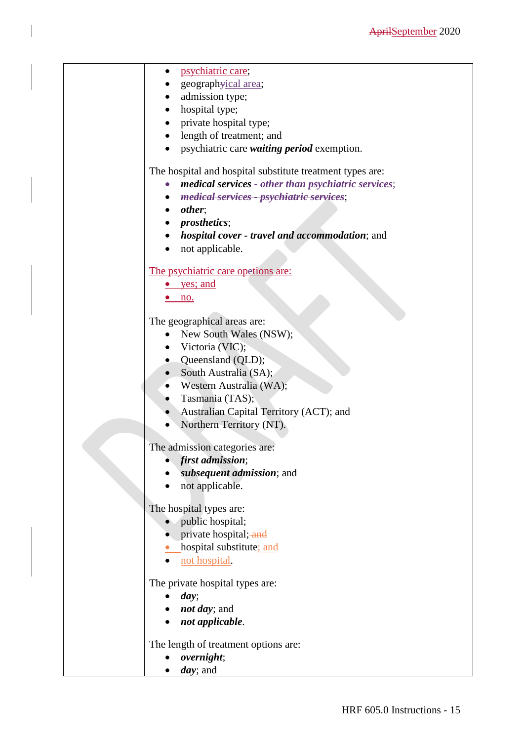| | - psychiatric care;<br>- geographyical area;<br>- admission type;<br>- hospital type;<br>- private hospital type;<br>- length of treatment; and<br>- psychiatric care ***waiting period*** exemption.<br><br>The hospital and hospital substitute treatment types are:<br>- ***medical services*** ~~- *other than psychiatric services*;~~<br>- ~~***medical services - psychiatric services***~~;<br>- ***other***;<br>- ***prosthetics***;<br>- ***hospital cover - travel and accommodation***; and<br>- not applicable.<br><br>The psychiatric care opetions are:<br>- yes; and<br>- no.<br><br>The geographical areas are:<br>- New South Wales (NSW);<br>- Victoria (VIC);<br>- Queensland (QLD);<br>- South Australia (SA);<br>- Western Australia (WA);<br>- Tasmania (TAS);<br>- Australian Capital Territory (ACT); and<br>- Northern Territory (NT).<br><br>The admission categories are:<br>- ***first admission***;<br>- ***subsequent admission***; and<br>- not applicable.<br><br>The hospital types are:<br>- public hospital;<br>- private hospital; ~~and~~<br>- hospital substitute; and<br>- not hospital.<br><br>The private hospital types are:<br>- ***day***;<br>- ***not day***; and<br>- ***not applicable***.<br><br>The length of treatment options are:<br>- ***overnight***;<br>- ***day***; and |
|---|---|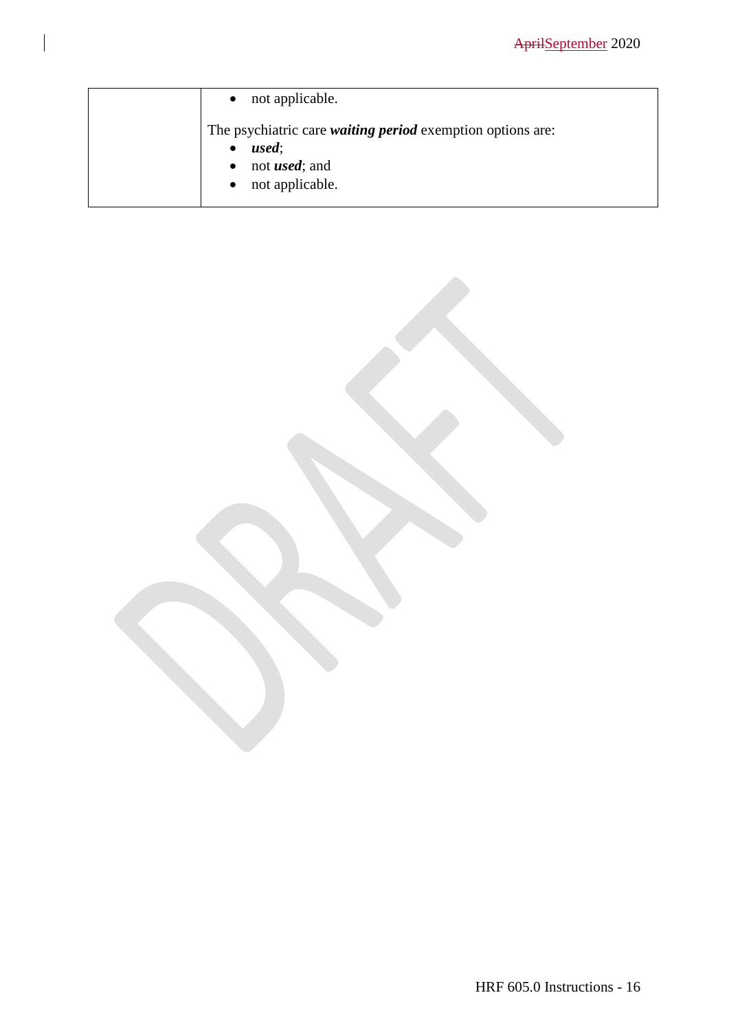| | |
|---|---|
| | • not applicable.<br><br>The psychiatric care ***waiting period*** exemption options are:<br>• ***used***;<br>• not ***used***; and<br>• not applicable. |